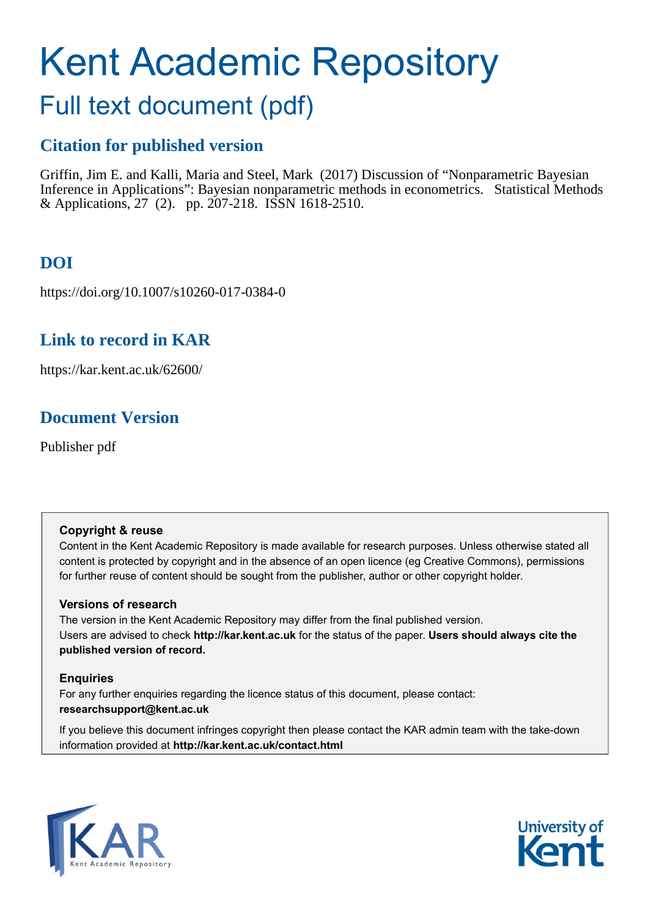# Kent Academic Repository

## Full text document (pdf)

### Citation for published version

Griffin, Jim E. and Kalli, Maria and Steel, Mark (2017) Discussion of "Nonparametric Bayesian Inference in Applications": Bayesian nonparametric methods in econometrics. Statistical Methods & Applications, 27 (2). pp. 207-218. ISSN 1618-2510.

### DOI

https://doi.org/10.1007/s10260-017-0384-0

### Link to record in KAR

https://kar.kent.ac.uk/62600/

### Document Version

Publisher pdf

**Copyright & reuse**

Content in the Kent Academic Repository is made available for research purposes. Unless otherwise stated all content is protected by copyright and in the absence of an open licence (eg Creative Commons), permissions for further reuse of content should be sought from the publisher, author or other copyright holder.

**Versions of research**

The version in the Kent Academic Repository may differ from the final published version. Users are advised to check **http://kar.kent.ac.uk** for the status of the paper. **Users should always cite the published version of record.**

**Enquiries**

For any further enquiries regarding the licence status of this document, please contact: **researchsupport@kent.ac.uk**

If you believe this document infringes copyright then please contact the KAR admin team with the take-down information provided at **http://kar.kent.ac.uk/contact.html**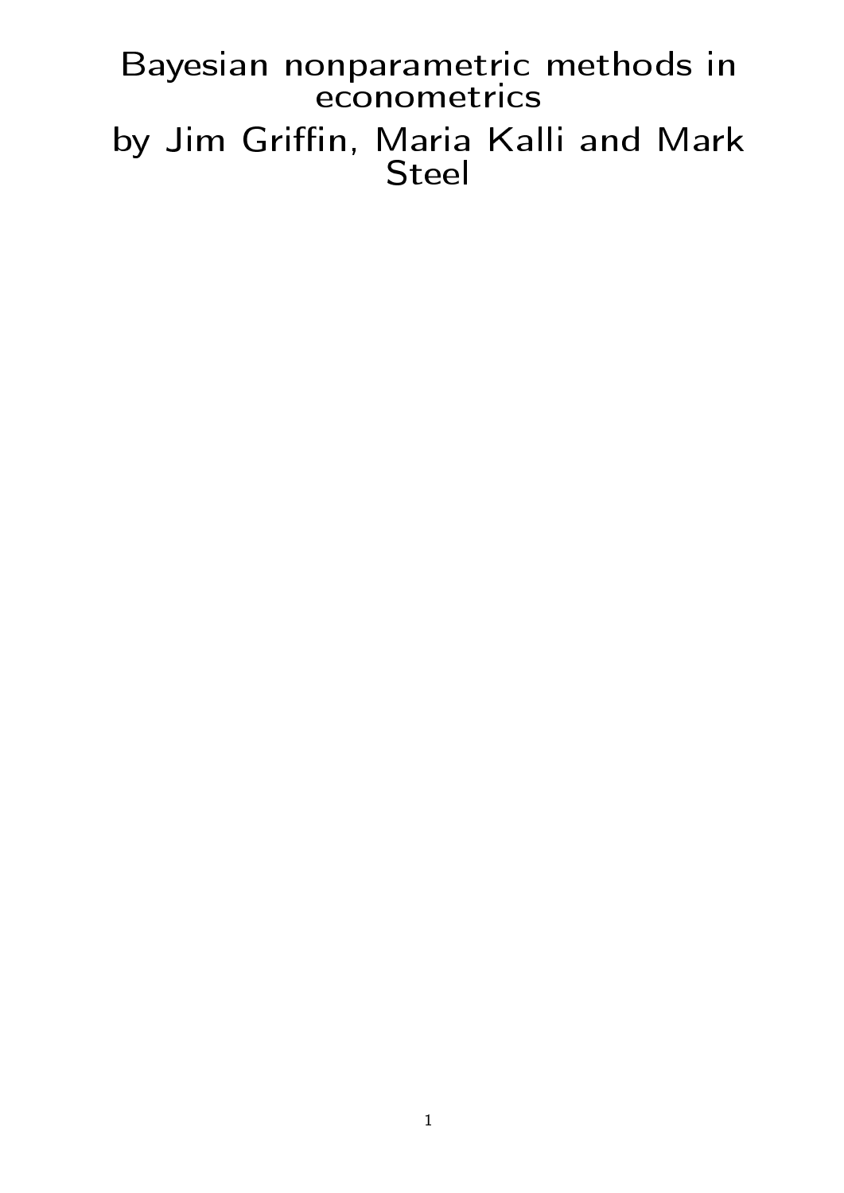# Bayesian nonparametric methods in econometrics

## by Jim Griffin, Maria Kalli and Mark Steel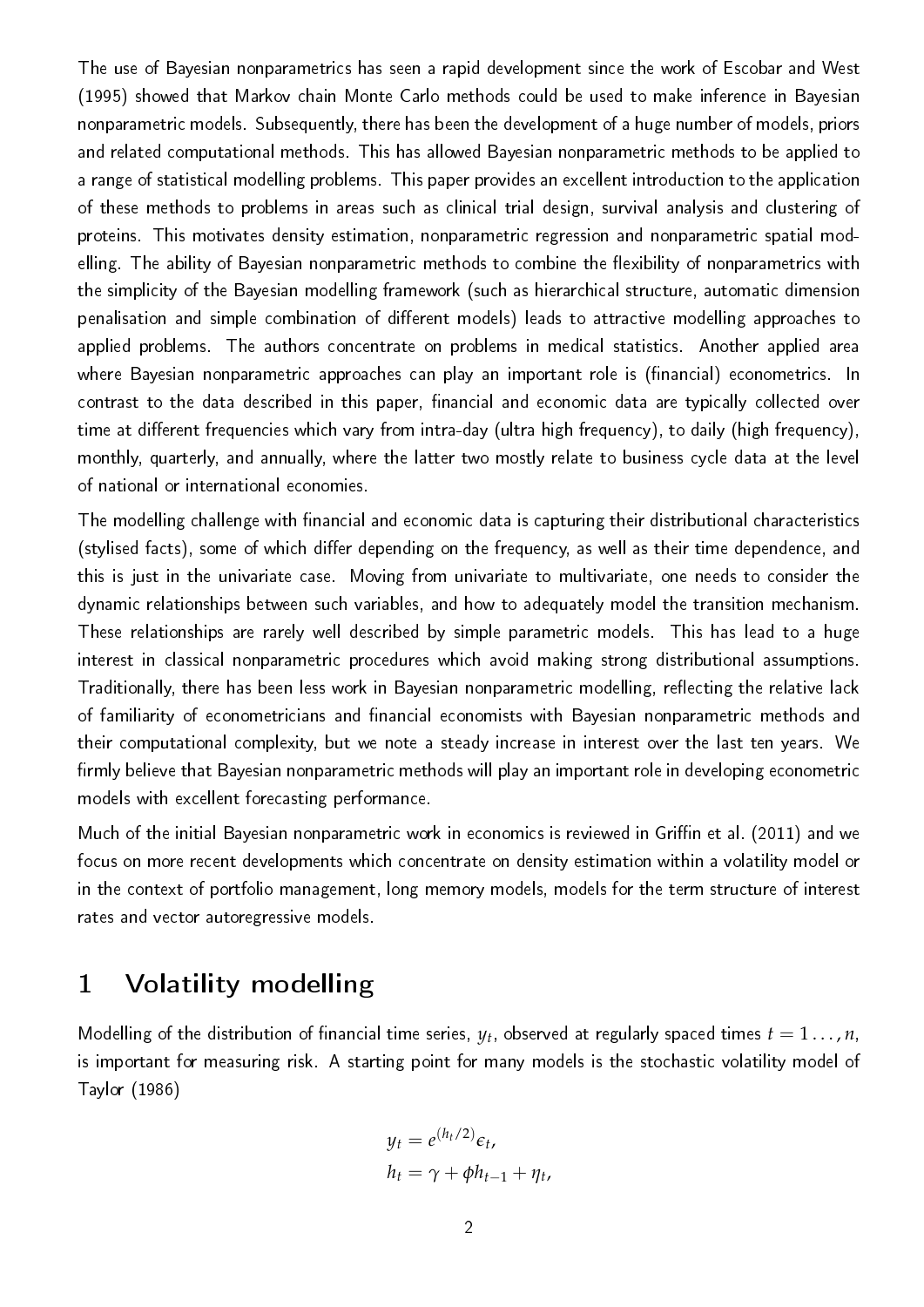The use of Bayesian nonparametrics has seen a rapid development since the work of Escobar and West (1995) showed that Markov chain Monte Carlo methods could be used to make inference in Bayesian nonparametric models. Subsequently, there has been the development of a huge number of models, priors and related computational methods. This has allowed Bayesian nonparametric methods to be applied to a range of statistical modelling problems. This paper provides an excellent introduction to the application of these methods to problems in areas such as clinical trial design, survival analysis and clustering of proteins. This motivates density estimation, nonparametric regression and nonparametric spatial modelling. The ability of Bayesian nonparametric methods to combine the flexibility of nonparametrics with the simplicity of the Bayesian modelling framework (such as hierarchical structure, automatic dimension penalisation and simple combination of different models) leads to attractive modelling approaches to applied problems. The authors concentrate on problems in medical statistics. Another applied area where Bayesian nonparametric approaches can play an important role is (financial) econometrics. In contrast to the data described in this paper, financial and economic data are typically collected over time at different frequencies which vary from intra-day (ultra high frequency), to daily (high frequency), monthly, quarterly, and annually, where the latter two mostly relate to business cycle data at the level of national or international economies.

The modelling challenge with financial and economic data is capturing their distributional characteristics (stylised facts), some of which differ depending on the frequency, as well as their time dependence, and this is just in the univariate case. Moving from univariate to multivariate, one needs to consider the dynamic relationships between such variables, and how to adequately model the transition mechanism. These relationships are rarely well described by simple parametric models. This has lead to a huge interest in classical nonparametric procedures which avoid making strong distributional assumptions. Traditionally, there has been less work in Bayesian nonparametric modelling, reflecting the relative lack of familiarity of econometricians and financial economists with Bayesian nonparametric methods and their computational complexity, but we note a steady increase in interest over the last ten years. We firmly believe that Bayesian nonparametric methods will play an important role in developing econometric models with excellent forecasting performance.

Much of the initial Bayesian nonparametric work in economics is reviewed in Griffin et al. (2011) and we focus on more recent developments which concentrate on density estimation within a volatility model or in the context of portfolio management, long memory models, models for the term structure of interest rates and vector autoregressive models.

# 1 Volatility modelling

Modelling of the distribution of financial time series, $y_t$, observed at regularly spaced times $t = 1 \ldots, n$, is important for measuring risk. A starting point for many models is the stochastic volatility model of Taylor (1986)

$$
\begin{aligned}
y_t &= e^{(h_t/2)}\epsilon_t, \\
h_t &= \gamma + \phi h_{t-1} + \eta_t,
\end{aligned}
$$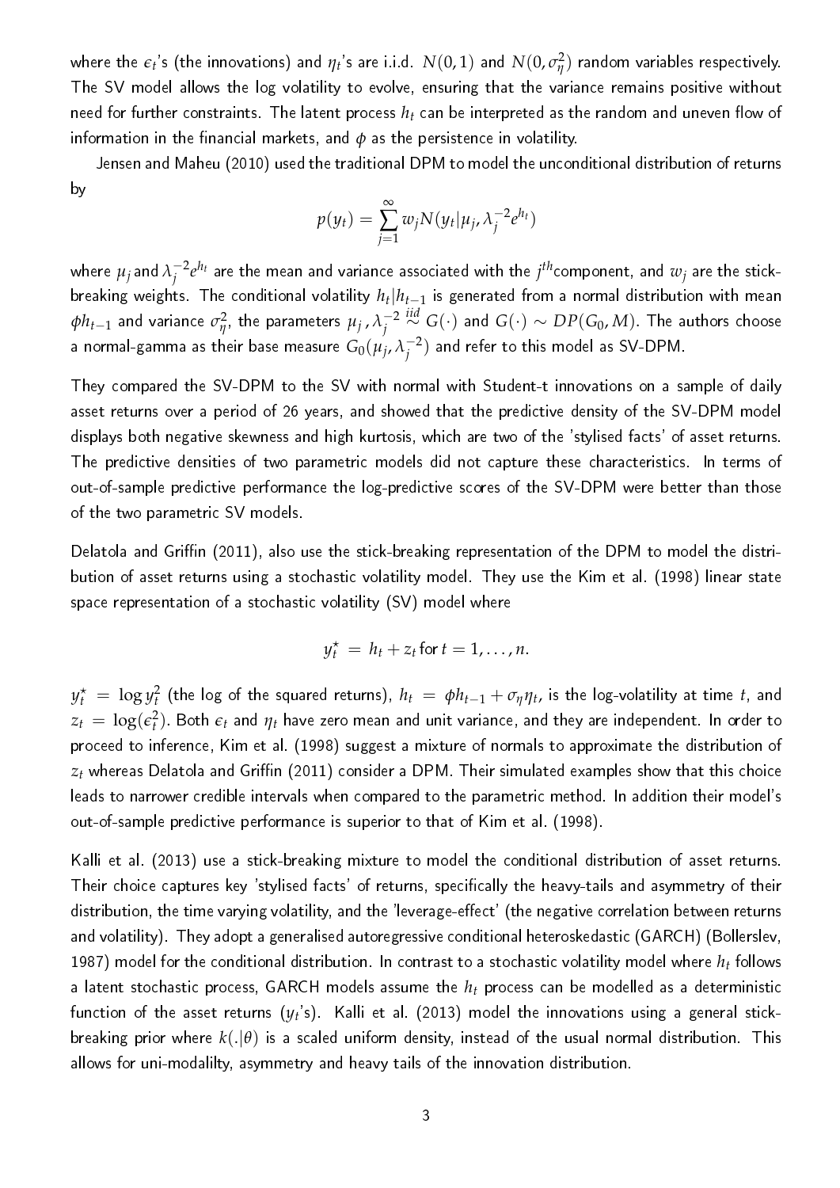where the $\epsilon_t$'s (the innovations) and $\eta_t$'s are i.i.d. $N(0,1)$ and $N(0,\sigma_\eta^2)$ random variables respectively. The SV model allows the log volatility to evolve, ensuring that the variance remains positive without need for further constraints. The latent process $h_t$ can be interpreted as the random and uneven flow of information in the financial markets, and $\phi$ as the persistence in volatility.

Jensen and Maheu (2010) used the traditional DPM to model the unconditional distribution of returns by

$$p(y_t) = \sum_{j=1}^{\infty} w_j N(y_t|\mu_j, \lambda_j^{-2} e^{h_t})$$

where $\mu_j$ and $\lambda_j^{-2} e^{h_t}$ are the mean and variance associated with the $j^{th}$component, and $w_j$ are the stick-breaking weights. The conditional volatility $h_t|h_{t-1}$ is generated from a normal distribution with mean $\phi h_{t-1}$ and variance $\sigma_\eta^2$, the parameters $\mu_j, \lambda_j^{-2} \stackrel{iid}{\sim} G(\cdot)$ and $G(\cdot) \sim DP(G_0, M)$. The authors choose a normal-gamma as their base measure $G_0(\mu_j, \lambda_j^{-2})$ and refer to this model as SV-DPM.

They compared the SV-DPM to the SV with normal with Student-t innovations on a sample of daily asset returns over a period of 26 years, and showed that the predictive density of the SV-DPM model displays both negative skewness and high kurtosis, which are two of the 'stylised facts' of asset returns. The predictive densities of two parametric models did not capture these characteristics. In terms of out-of-sample predictive performance the log-predictive scores of the SV-DPM were better than those of the two parametric SV models.

Delatola and Griffin (2011), also use the stick-breaking representation of the DPM to model the distribution of asset returns using a stochastic volatility model. They use the Kim et al. (1998) linear state space representation of a stochastic volatility (SV) model where

$$y_t^\star \;=\; h_t + z_t \text{ for } t = 1, \ldots, n.$$

$y_t^\star \;=\; \log y_t^2$ (the log of the squared returns), $h_t \;=\; \phi h_{t-1} + \sigma_\eta \eta_t$, is the log-volatility at time $t$, and $z_t \;=\; \log(\epsilon_t^2)$. Both $\epsilon_t$ and $\eta_t$ have zero mean and unit variance, and they are independent. In order to proceed to inference, Kim et al. (1998) suggest a mixture of normals to approximate the distribution of $z_t$ whereas Delatola and Griffin (2011) consider a DPM. Their simulated examples show that this choice leads to narrower credible intervals when compared to the parametric method. In addition their model's out-of-sample predictive performance is superior to that of Kim et al. (1998).

Kalli et al. (2013) use a stick-breaking mixture to model the conditional distribution of asset returns. Their choice captures key 'stylised facts' of returns, specifically the heavy-tails and asymmetry of their distribution, the time varying volatility, and the 'leverage-effect' (the negative correlation between returns and volatility). They adopt a generalised autoregressive conditional heteroskedastic (GARCH) (Bollerslev, 1987) model for the conditional distribution. In contrast to a stochastic volatility model where $h_t$ follows a latent stochastic process, GARCH models assume the $h_t$ process can be modelled as a deterministic function of the asset returns ($y_t$'s). Kalli et al. (2013) model the innovations using a general stick-breaking prior where $k(.|\theta)$ is a scaled uniform density, instead of the usual normal distribution. This allows for uni-modalilty, asymmetry and heavy tails of the innovation distribution.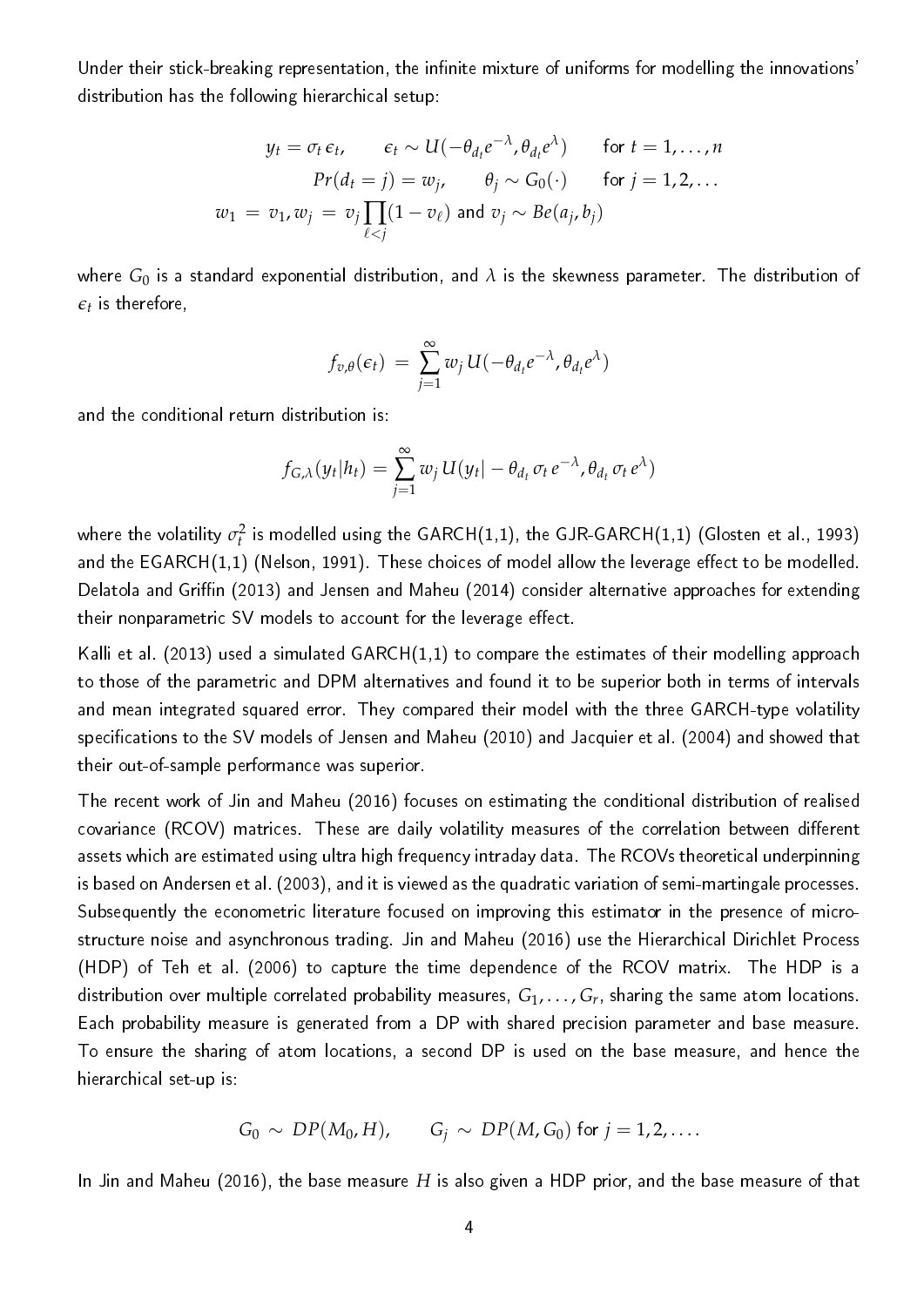Under their stick-breaking representation, the infinite mixture of uniforms for modelling the innovations' distribution has the following hierarchical setup:

$$
\begin{aligned}
y_t = \sigma_t \epsilon_t, \qquad \epsilon_t \sim U(-\theta_{d_t} e^{-\lambda}, \theta_{d_t} e^{\lambda}) \qquad \text{for } t = 1, \ldots, n \\
Pr(d_t = j) = w_j, \qquad \theta_j \sim G_0(\cdot) \qquad \text{for } j = 1, 2, \ldots \\
w_1 = v_1, w_j = v_j \prod_{\ell < j} (1 - v_\ell) \text{ and } v_j \sim Be(a_j, b_j)
\end{aligned}
$$

where $G_0$ is a standard exponential distribution, and $\lambda$ is the skewness parameter. The distribution of $\epsilon_t$ is therefore,

$$
f_{v,\theta}(\epsilon_t) = \sum_{j=1}^{\infty} w_j \, U(-\theta_{d_t} e^{-\lambda}, \theta_{d_t} e^{\lambda})
$$

and the conditional return distribution is:

$$
f_{G,\lambda}(y_t | h_t) = \sum_{j=1}^{\infty} w_j \, U(y_t | -\theta_{d_t} \sigma_t e^{-\lambda}, \theta_{d_t} \sigma_t e^{\lambda})
$$

where the volatility $\sigma_t^2$ is modelled using the GARCH(1,1), the GJR-GARCH(1,1) (Glosten et al., 1993) and the EGARCH(1,1) (Nelson, 1991). These choices of model allow the leverage effect to be modelled. Delatola and Griffin (2013) and Jensen and Maheu (2014) consider alternative approaches for extending their nonparametric SV models to account for the leverage effect.

Kalli et al. (2013) used a simulated GARCH(1,1) to compare the estimates of their modelling approach to those of the parametric and DPM alternatives and found it to be superior both in terms of intervals and mean integrated squared error. They compared their model with the three GARCH-type volatility specifications to the SV models of Jensen and Maheu (2010) and Jacquier et al. (2004) and showed that their out-of-sample performance was superior.

The recent work of Jin and Maheu (2016) focuses on estimating the conditional distribution of realised covariance (RCOV) matrices. These are daily volatility measures of the correlation between different assets which are estimated using ultra high frequency intraday data. The RCOVs theoretical underpinning is based on Andersen et al. (2003), and it is viewed as the quadratic variation of semi-martingale processes. Subsequently the econometric literature focused on improving this estimator in the presence of micro-structure noise and asynchronous trading. Jin and Maheu (2016) use the Hierarchical Dirichlet Process (HDP) of Teh et al. (2006) to capture the time dependence of the RCOV matrix. The HDP is a distribution over multiple correlated probability measures, $G_1, \ldots, G_r$, sharing the same atom locations. Each probability measure is generated from a DP with shared precision parameter and base measure. To ensure the sharing of atom locations, a second DP is used on the base measure, and hence the hierarchical set-up is:

$$
G_0 \sim DP(M_0, H), \qquad G_j \sim DP(M, G_0) \text{ for } j = 1, 2, \ldots.
$$

In Jin and Maheu (2016), the base measure $H$ is also given a HDP prior, and the base measure of that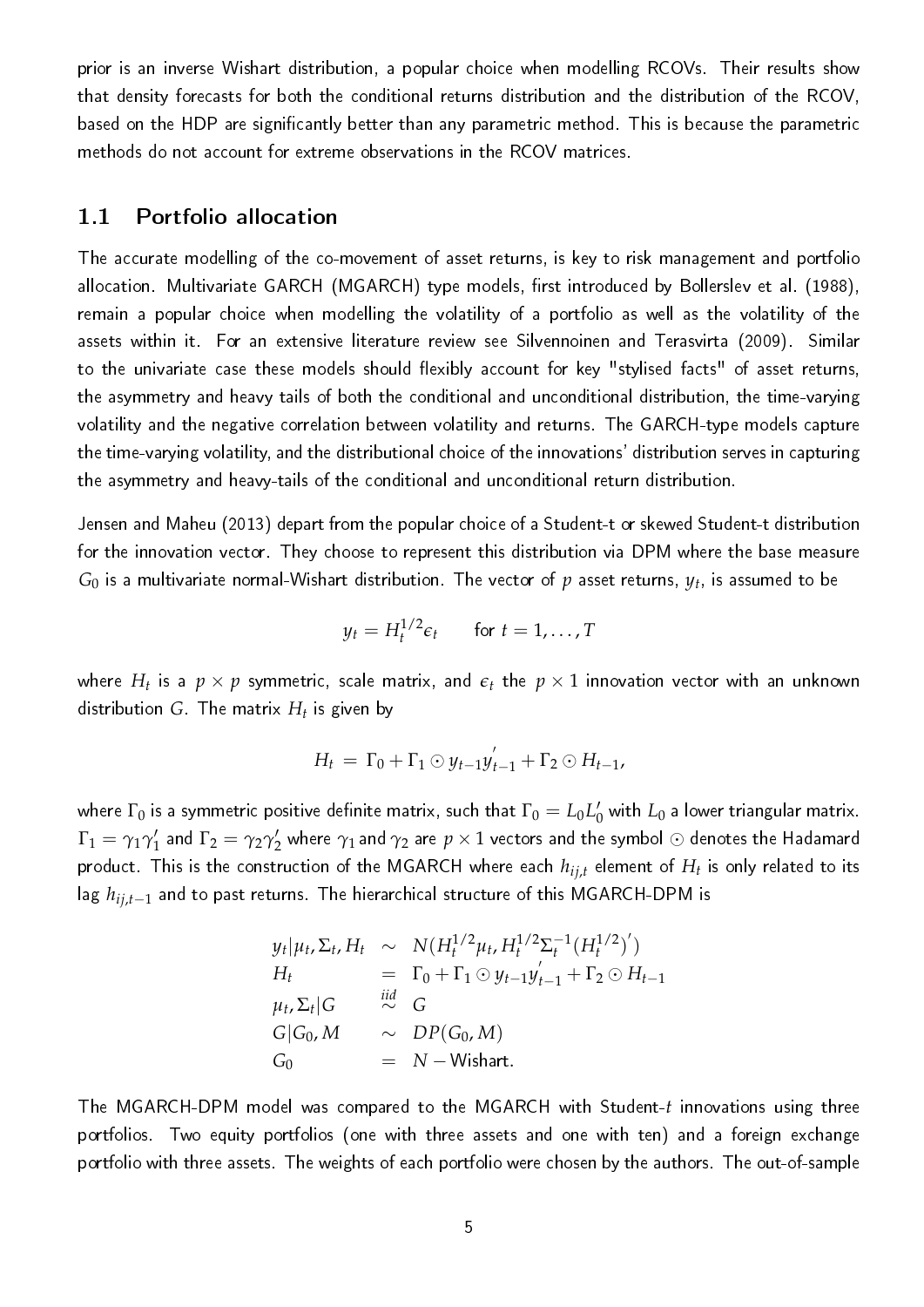prior is an inverse Wishart distribution, a popular choice when modelling RCOVs. Their results show that density forecasts for both the conditional returns distribution and the distribution of the RCOV, based on the HDP are significantly better than any parametric method. This is because the parametric methods do not account for extreme observations in the RCOV matrices.

## 1.1 Portfolio allocation

The accurate modelling of the co-movement of asset returns, is key to risk management and portfolio allocation. Multivariate GARCH (MGARCH) type models, first introduced by Bollerslev et al. (1988), remain a popular choice when modelling the volatility of a portfolio as well as the volatility of the assets within it. For an extensive literature review see Silvennoinen and Terasvirta (2009). Similar to the univariate case these models should flexibly account for key "stylised facts" of asset returns, the asymmetry and heavy tails of both the conditional and unconditional distribution, the time-varying volatility and the negative correlation between volatility and returns. The GARCH-type models capture the time-varying volatility, and the distributional choice of the innovations' distribution serves in capturing the asymmetry and heavy-tails of the conditional and unconditional return distribution.

Jensen and Maheu (2013) depart from the popular choice of a Student-t or skewed Student-t distribution for the innovation vector. They choose to represent this distribution via DPM where the base measure $G_0$ is a multivariate normal-Wishart distribution. The vector of $p$ asset returns, $y_t$, is assumed to be

$$y_t = H_t^{1/2}\epsilon_t \qquad \text{for } t = 1, \ldots, T$$

where $H_t$ is a $p \times p$ symmetric, scale matrix, and $\epsilon_t$ the $p \times 1$ innovation vector with an unknown distribution $G$. The matrix $H_t$ is given by

$$H_t = \Gamma_0 + \Gamma_1 \odot y_{t-1}y_{t-1}^{'} + \Gamma_2 \odot H_{t-1},$$

where $\Gamma_0$ is a symmetric positive definite matrix, such that $\Gamma_0 = L_0 L_0'$ with $L_0$ a lower triangular matrix. $\Gamma_1 = \gamma_1\gamma_1'$ and $\Gamma_2 = \gamma_2\gamma_2'$ where $\gamma_1$ and $\gamma_2$ are $p \times 1$ vectors and the symbol $\odot$ denotes the Hadamard product. This is the construction of the MGARCH where each $h_{ij,t}$ element of $H_t$ is only related to its lag $h_{ij,t-1}$ and to past returns. The hierarchical structure of this MGARCH-DPM is

$$\begin{array}{lcl}
y_t|\mu_t, \Sigma_t, H_t & \sim & N(H_t^{1/2}\mu_t, H_t^{1/2}\Sigma_t^{-1}(H_t^{1/2})') \\
H_t & = & \Gamma_0 + \Gamma_1 \odot y_{t-1}y_{t-1}^{'} + \Gamma_2 \odot H_{t-1} \\
\mu_t, \Sigma_t|G & \stackrel{iid}{\sim} & G \\
G|G_0, M & \sim & DP(G_0, M) \\
G_0 & = & N - \text{Wishart}.
\end{array}$$

The MGARCH-DPM model was compared to the MGARCH with Student-$t$ innovations using three portfolios. Two equity portfolios (one with three assets and one with ten) and a foreign exchange portfolio with three assets. The weights of each portfolio were chosen by the authors. The out-of-sample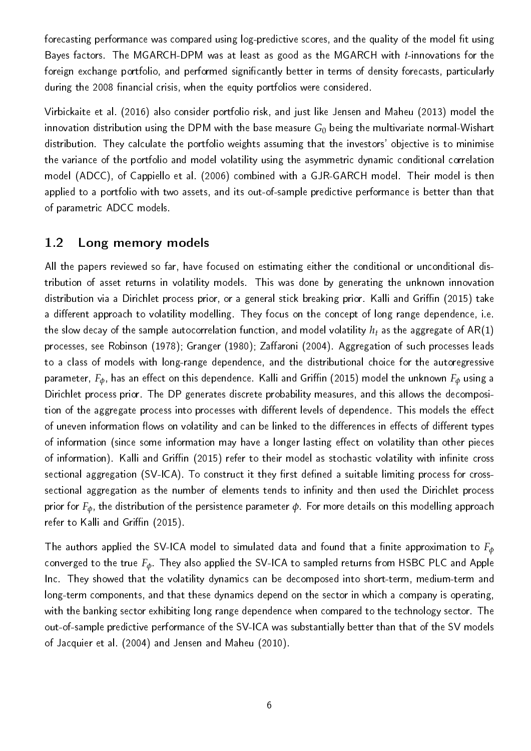forecasting performance was compared using log-predictive scores, and the quality of the model fit using Bayes factors. The MGARCH-DPM was at least as good as the MGARCH with $t$-innovations for the foreign exchange portfolio, and performed significantly better in terms of density forecasts, particularly during the 2008 financial crisis, when the equity portfolios were considered.

Virbickaite et al. (2016) also consider portfolio risk, and just like Jensen and Maheu (2013) model the innovation distribution using the DPM with the base measure $G_0$ being the multivariate normal-Wishart distribution. They calculate the portfolio weights assuming that the investors' objective is to minimise the variance of the portfolio and model volatility using the asymmetric dynamic conditional correlation model (ADCC), of Cappiello et al. (2006) combined with a GJR-GARCH model. Their model is then applied to a portfolio with two assets, and its out-of-sample predictive performance is better than that of parametric ADCC models.

## 1.2 Long memory models

All the papers reviewed so far, have focused on estimating either the conditional or unconditional distribution of asset returns in volatility models. This was done by generating the unknown innovation distribution via a Dirichlet process prior, or a general stick breaking prior. Kalli and Griffin (2015) take a different approach to volatility modelling. They focus on the concept of long range dependence, i.e. the slow decay of the sample autocorrelation function, and model volatility $h_t$ as the aggregate of AR(1) processes, see Robinson (1978); Granger (1980); Zaffaroni (2004). Aggregation of such processes leads to a class of models with long-range dependence, and the distributional choice for the autoregressive parameter, $F_\phi$, has an effect on this dependence. Kalli and Griffin (2015) model the unknown $F_\phi$ using a Dirichlet process prior. The DP generates discrete probability measures, and this allows the decomposition of the aggregate process into processes with different levels of dependence. This models the effect of uneven information flows on volatility and can be linked to the differences in effects of different types of information (since some information may have a longer lasting effect on volatility than other pieces of information). Kalli and Griffin (2015) refer to their model as stochastic volatility with infinite cross sectional aggregation (SV-ICA). To construct it they first defined a suitable limiting process for cross-sectional aggregation as the number of elements tends to infinity and then used the Dirichlet process prior for $F_\phi$, the distribution of the persistence parameter $\phi$. For more details on this modelling approach refer to Kalli and Griffin (2015).

The authors applied the SV-ICA model to simulated data and found that a finite approximation to $F_\phi$ converged to the true $F_\phi$. They also applied the SV-ICA to sampled returns from HSBC PLC and Apple Inc. They showed that the volatility dynamics can be decomposed into short-term, medium-term and long-term components, and that these dynamics depend on the sector in which a company is operating, with the banking sector exhibiting long range dependence when compared to the technology sector. The out-of-sample predictive performance of the SV-ICA was substantially better than that of the SV models of Jacquier et al. (2004) and Jensen and Maheu (2010).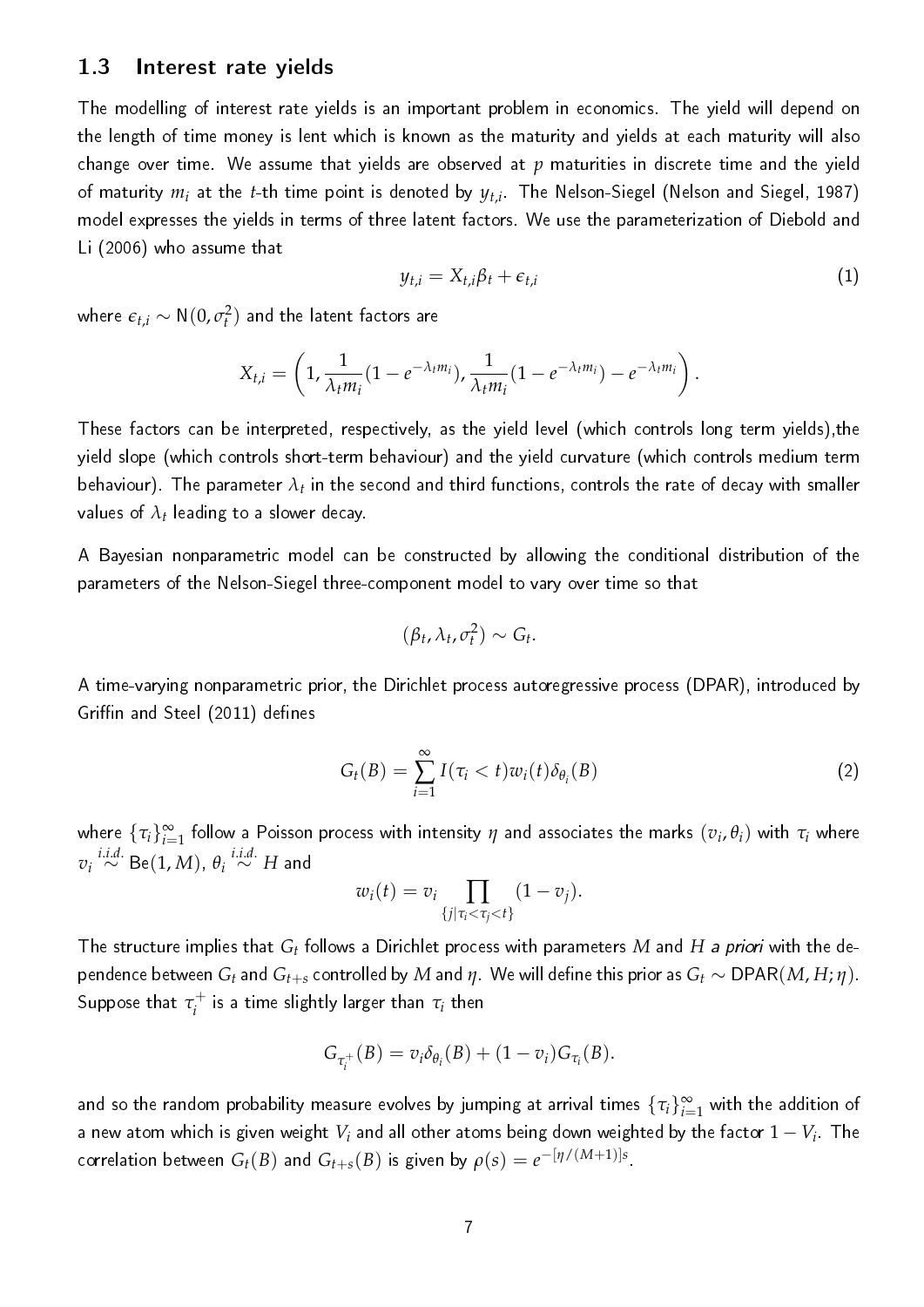## 1.3 Interest rate yields

The modelling of interest rate yields is an important problem in economics. The yield will depend on the length of time money is lent which is known as the maturity and yields at each maturity will also change over time. We assume that yields are observed at $p$ maturities in discrete time and the yield of maturity $m_i$ at the $t$-th time point is denoted by $y_{t,i}$. The Nelson-Siegel (Nelson and Siegel, 1987) model expresses the yields in terms of three latent factors. We use the parameterization of Diebold and Li (2006) who assume that

$$y_{t,i} = X_{t,i}\beta_t + \epsilon_{t,i} \tag{1}$$

where $\epsilon_{t,i} \sim \mathrm{N}(0, \sigma_t^2)$ and the latent factors are

$$X_{t,i} = \left(1, \frac{1}{\lambda_t m_i}(1 - e^{-\lambda_t m_i}), \frac{1}{\lambda_t m_i}(1 - e^{-\lambda_t m_i}) - e^{-\lambda_t m_i}\right).$$

These factors can be interpreted, respectively, as the yield level (which controls long term yields),the yield slope (which controls short-term behaviour) and the yield curvature (which controls medium term behaviour). The parameter $\lambda_t$ in the second and third functions, controls the rate of decay with smaller values of $\lambda_t$ leading to a slower decay.

A Bayesian nonparametric model can be constructed by allowing the conditional distribution of the parameters of the Nelson-Siegel three-component model to vary over time so that

$$(\beta_t, \lambda_t, \sigma_t^2) \sim G_t.$$

A time-varying nonparametric prior, the Dirichlet process autoregressive process (DPAR), introduced by Griffin and Steel (2011) defines

$$G_t(B) = \sum_{i=1}^{\infty} I(\tau_i < t) w_i(t) \delta_{\theta_i}(B) \tag{2}$$

where $\{\tau_i\}_{i=1}^{\infty}$ follow a Poisson process with intensity $\eta$ and associates the marks $(v_i, \theta_i)$ with $\tau_i$ where $v_i \overset{i.i.d.}{\sim} \mathrm{Be}(1, M)$, $\theta_i \overset{i.i.d.}{\sim} H$ and

$$w_i(t) = v_i \prod_{\{j \mid \tau_i < \tau_j < t\}} (1 - v_j).$$

The structure implies that $G_t$ follows a Dirichlet process with parameters $M$ and $H$ *a priori* with the dependence between $G_t$ and $G_{t+s}$ controlled by $M$ and $\eta$. We will define this prior as $G_t \sim \mathrm{DPAR}(M, H; \eta)$. Suppose that $\tau_i^+$ is a time slightly larger than $\tau_i$ then

$$G_{\tau_i^+}(B) = v_i \delta_{\theta_i}(B) + (1 - v_i) G_{\tau_i}(B).$$

and so the random probability measure evolves by jumping at arrival times $\{\tau_i\}_{i=1}^{\infty}$ with the addition of a new atom which is given weight $V_i$ and all other atoms being down weighted by the factor $1 - V_i$. The correlation between $G_t(B)$ and $G_{t+s}(B)$ is given by $\rho(s) = e^{-[\eta/(M+1)]s}$.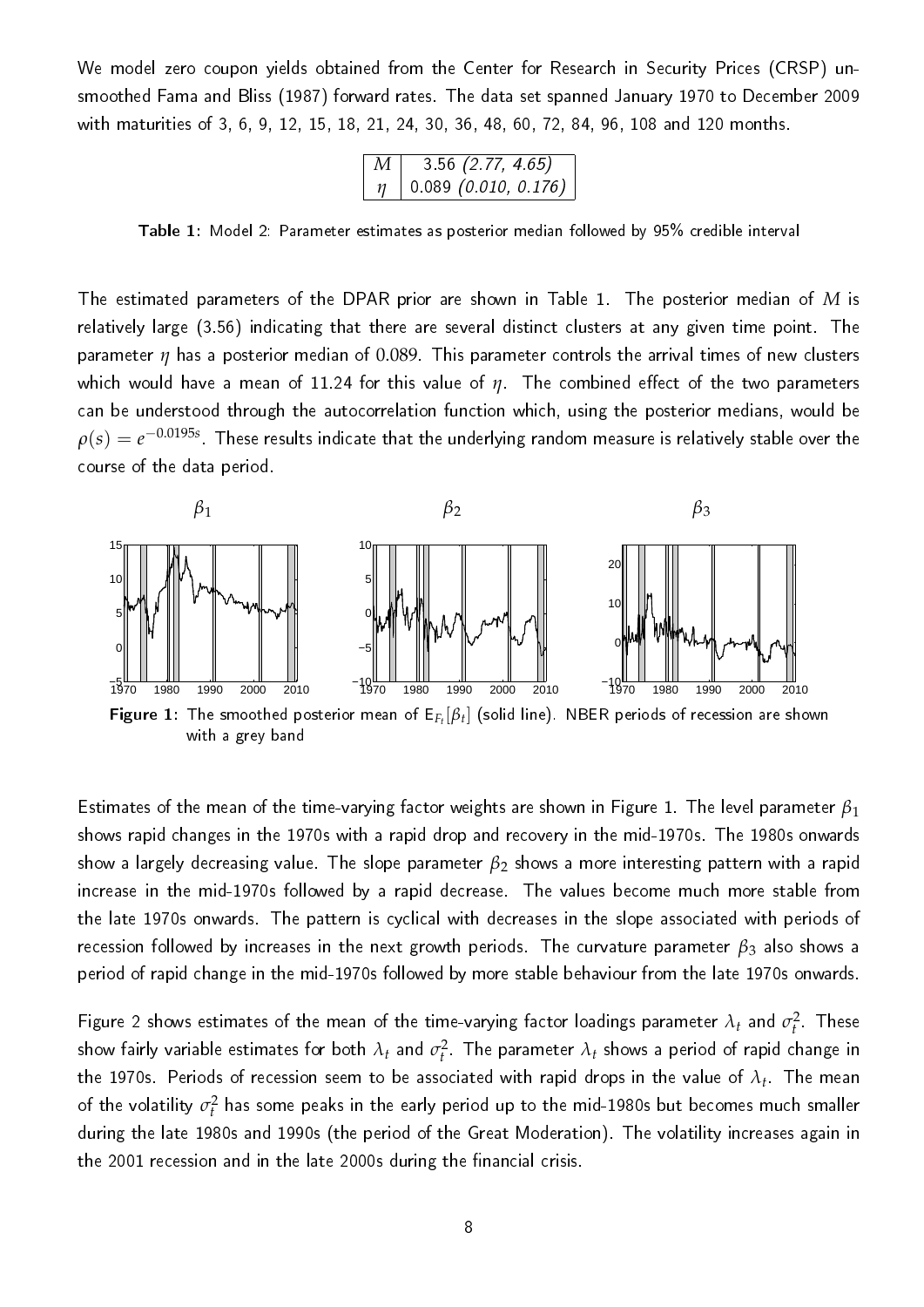We model zero coupon yields obtained from the Center for Research in Security Prices (CRSP) unsmoothed Fama and Bliss (1987) forward rates. The data set spanned January 1970 to December 2009 with maturities of 3, 6, 9, 12, 15, 18, 21, 24, 30, 36, 48, 60, 72, 84, 96, 108 and 120 months.

| | |
|---|---|
| $M$ | 3.56 *(2.77, 4.65)* |
| $\eta$ | 0.089 *(0.010, 0.176)* |

**Table 1:** Model 2: Parameter estimates as posterior median followed by 95% credible interval

The estimated parameters of the DPAR prior are shown in Table 1. The posterior median of $M$ is relatively large (3.56) indicating that there are several distinct clusters at any given time point. The parameter $\eta$ has a posterior median of 0.089. This parameter controls the arrival times of new clusters which would have a mean of 11.24 for this value of $\eta$. The combined effect of the two parameters can be understood through the autocorrelation function which, using the posterior medians, would be $\rho(s) = e^{-0.0195s}$. These results indicate that the underlying random measure is relatively stable over the course of the data period.

**Figure 1:** The smoothed posterior mean of $\mathrm{E}_{F_t}[\beta_t]$ (solid line). NBER periods of recession are shown with a grey band

Estimates of the mean of the time-varying factor weights are shown in Figure 1. The level parameter $\beta_1$ shows rapid changes in the 1970s with a rapid drop and recovery in the mid-1970s. The 1980s onwards show a largely decreasing value. The slope parameter $\beta_2$ shows a more interesting pattern with a rapid increase in the mid-1970s followed by a rapid decrease. The values become much more stable from the late 1970s onwards. The pattern is cyclical with decreases in the slope associated with periods of recession followed by increases in the next growth periods. The curvature parameter $\beta_3$ also shows a period of rapid change in the mid-1970s followed by more stable behaviour from the late 1970s onwards.

Figure 2 shows estimates of the mean of the time-varying factor loadings parameter $\lambda_t$ and $\sigma_t^2$. These show fairly variable estimates for both $\lambda_t$ and $\sigma_t^2$. The parameter $\lambda_t$ shows a period of rapid change in the 1970s. Periods of recession seem to be associated with rapid drops in the value of $\lambda_t$. The mean of the volatility $\sigma_t^2$ has some peaks in the early period up to the mid-1980s but becomes much smaller during the late 1980s and 1990s (the period of the Great Moderation). The volatility increases again in the 2001 recession and in the late 2000s during the financial crisis.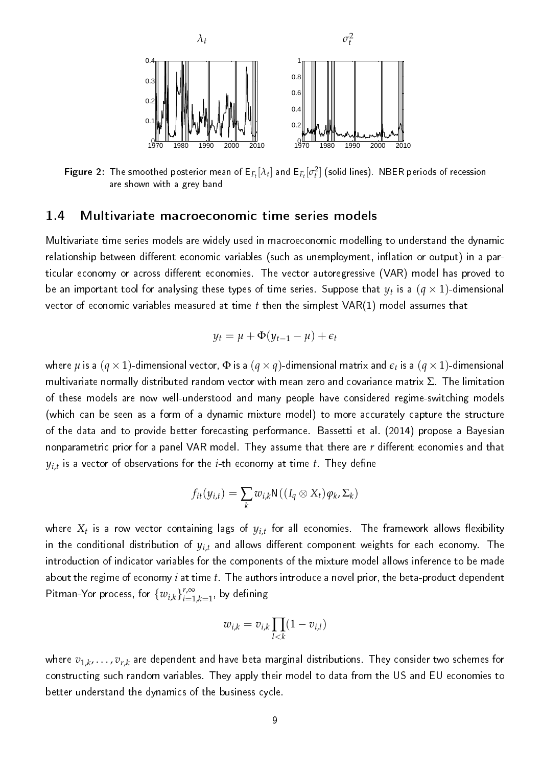Figure 2: The smoothed posterior mean of $\mathsf{E}_{F_t}[\lambda_t]$ and $\mathsf{E}_{F_t}[\sigma_t^2]$ (solid lines). NBER periods of recession are shown with a grey band

## 1.4 Multivariate macroeconomic time series models

Multivariate time series models are widely used in macroeconomic modelling to understand the dynamic relationship between different economic variables (such as unemployment, inflation or output) in a particular economy or across different economies. The vector autoregressive (VAR) model has proved to be an important tool for analysing these types of time series. Suppose that $y_t$ is a $(q \times 1)$-dimensional vector of economic variables measured at time $t$ then the simplest VAR(1) model assumes that

$$y_t = \mu + \Phi(y_{t-1} - \mu) + \epsilon_t$$

where $\mu$ is a $(q \times 1)$-dimensional vector, $\Phi$ is a $(q \times q)$-dimensional matrix and $\epsilon_t$ is a $(q \times 1)$-dimensional multivariate normally distributed random vector with mean zero and covariance matrix $\Sigma$. The limitation of these models are now well-understood and many people have considered regime-switching models (which can be seen as a form of a dynamic mixture model) to more accurately capture the structure of the data and to provide better forecasting performance. Bassetti et al. (2014) propose a Bayesian nonparametric prior for a panel VAR model. They assume that there are $r$ different economies and that $y_{i,t}$ is a vector of observations for the $i$-th economy at time $t$. They define

$$f_{it}(y_{i,t}) = \sum_k w_{i,k} \mathsf{N}((I_q \otimes X_t)\varphi_k, \Sigma_k)$$

where $X_t$ is a row vector containing lags of $y_{i,t}$ for all economies. The framework allows flexibility in the conditional distribution of $y_{i,t}$ and allows different component weights for each economy. The introduction of indicator variables for the components of the mixture model allows inference to be made about the regime of economy $i$ at time $t$. The authors introduce a novel prior, the beta-product dependent Pitman-Yor process, for $\{w_{i,k}\}_{i=1,k=1}^{r,\infty}$, by defining

$$w_{i,k} = v_{i,k} \prod_{l<k} (1 - v_{i,l})$$

where $v_{1,k}, \ldots, v_{r,k}$ are dependent and have beta marginal distributions. They consider two schemes for constructing such random variables. They apply their model to data from the US and EU economies to better understand the dynamics of the business cycle.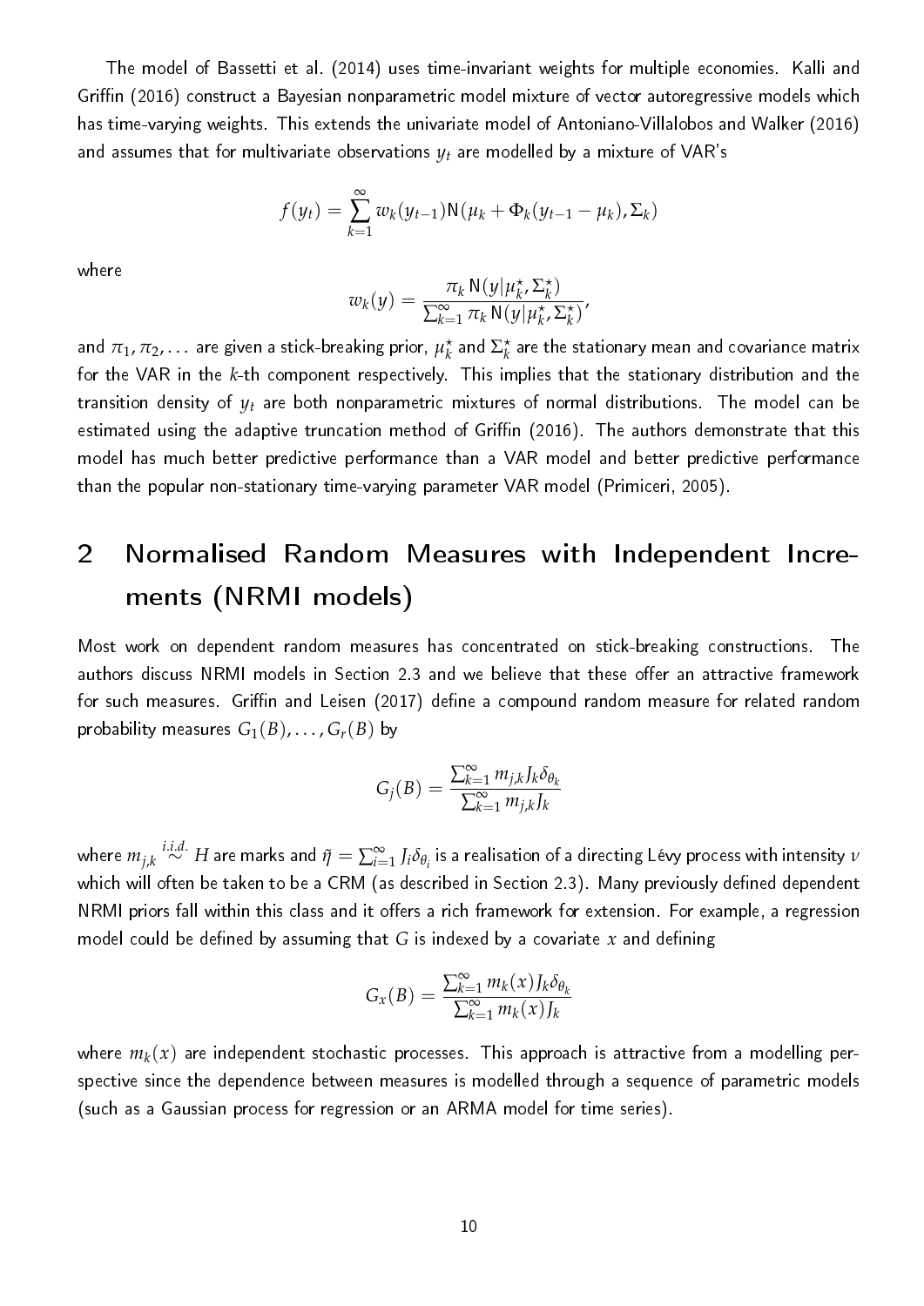The model of Bassetti et al. (2014) uses time-invariant weights for multiple economies. Kalli and Griffin (2016) construct a Bayesian nonparametric model mixture of vector autoregressive models which has time-varying weights. This extends the univariate model of Antoniano-Villalobos and Walker (2016) and assumes that for multivariate observations $y_t$ are modelled by a mixture of VAR's

$$f(y_t) = \sum_{k=1}^{\infty} w_k(y_{t-1}) \mathrm{N}(\mu_k + \Phi_k(y_{t-1} - \mu_k), \Sigma_k)$$

where

$$w_k(y) = \frac{\pi_k \, \mathrm{N}(y|\mu_k^\star, \Sigma_k^\star)}{\sum_{k=1}^{\infty} \pi_k \, \mathrm{N}(y|\mu_k^\star, \Sigma_k^\star)},$$

and $\pi_1, \pi_2, \ldots$ are given a stick-breaking prior, $\mu_k^\star$ and $\Sigma_k^\star$ are the stationary mean and covariance matrix for the VAR in the $k$-th component respectively. This implies that the stationary distribution and the transition density of $y_t$ are both nonparametric mixtures of normal distributions. The model can be estimated using the adaptive truncation method of Griffin (2016). The authors demonstrate that this model has much better predictive performance than a VAR model and better predictive performance than the popular non-stationary time-varying parameter VAR model (Primiceri, 2005).

# 2 Normalised Random Measures with Independent Increments (NRMI models)

Most work on dependent random measures has concentrated on stick-breaking constructions. The authors discuss NRMI models in Section 2.3 and we believe that these offer an attractive framework for such measures. Griffin and Leisen (2017) define a compound random measure for related random probability measures $G_1(B), \ldots, G_r(B)$ by

$$G_j(B) = \frac{\sum_{k=1}^{\infty} m_{j,k} J_k \delta_{\theta_k}}{\sum_{k=1}^{\infty} m_{j,k} J_k}$$

where $m_{j,k} \stackrel{i.i.d.}{\sim} H$ are marks and $\tilde{\eta} = \sum_{i=1}^{\infty} J_i \delta_{\theta_i}$ is a realisation of a directing Lévy process with intensity $\nu$ which will often be taken to be a CRM (as described in Section 2.3). Many previously defined dependent NRMI priors fall within this class and it offers a rich framework for extension. For example, a regression model could be defined by assuming that $G$ is indexed by a covariate $x$ and defining

$$G_x(B) = \frac{\sum_{k=1}^{\infty} m_k(x) J_k \delta_{\theta_k}}{\sum_{k=1}^{\infty} m_k(x) J_k}$$

where $m_k(x)$ are independent stochastic processes. This approach is attractive from a modelling perspective since the dependence between measures is modelled through a sequence of parametric models (such as a Gaussian process for regression or an ARMA model for time series).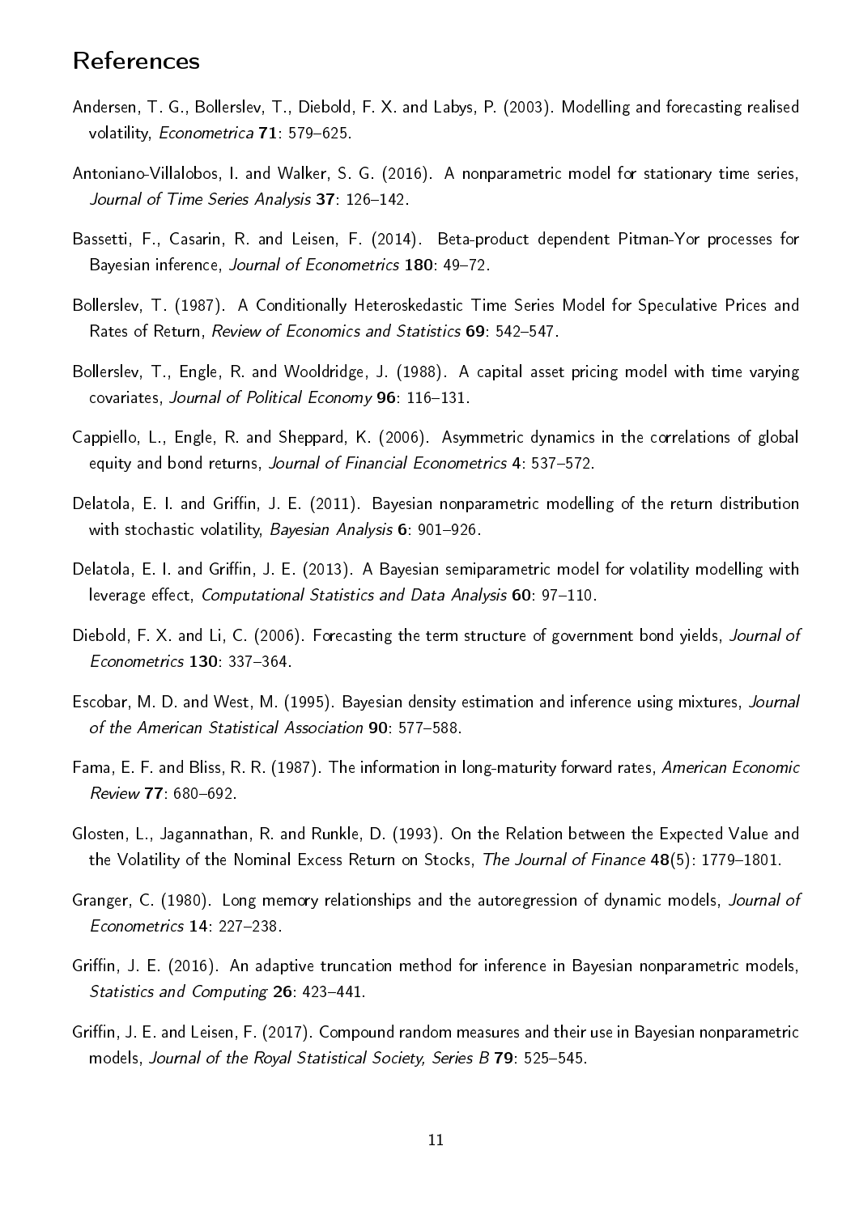## References

Andersen, T. G., Bollerslev, T., Diebold, F. X. and Labys, P. (2003). Modelling and forecasting realised volatility, *Econometrica* **71**: 579–625.

Antoniano-Villalobos, I. and Walker, S. G. (2016). A nonparametric model for stationary time series, *Journal of Time Series Analysis* **37**: 126–142.

Bassetti, F., Casarin, R. and Leisen, F. (2014). Beta-product dependent Pitman-Yor processes for Bayesian inference, *Journal of Econometrics* **180**: 49–72.

Bollerslev, T. (1987). A Conditionally Heteroskedastic Time Series Model for Speculative Prices and Rates of Return, *Review of Economics and Statistics* **69**: 542–547.

Bollerslev, T., Engle, R. and Wooldridge, J. (1988). A capital asset pricing model with time varying covariates, *Journal of Political Economy* **96**: 116–131.

Cappiello, L., Engle, R. and Sheppard, K. (2006). Asymmetric dynamics in the correlations of global equity and bond returns, *Journal of Financial Econometrics* **4**: 537–572.

Delatola, E. I. and Griffin, J. E. (2011). Bayesian nonparametric modelling of the return distribution with stochastic volatility, *Bayesian Analysis* **6**: 901–926.

Delatola, E. I. and Griffin, J. E. (2013). A Bayesian semiparametric model for volatility modelling with leverage effect, *Computational Statistics and Data Analysis* **60**: 97–110.

Diebold, F. X. and Li, C. (2006). Forecasting the term structure of government bond yields, *Journal of Econometrics* **130**: 337–364.

Escobar, M. D. and West, M. (1995). Bayesian density estimation and inference using mixtures, *Journal of the American Statistical Association* **90**: 577–588.

Fama, E. F. and Bliss, R. R. (1987). The information in long-maturity forward rates, *American Economic Review* **77**: 680–692.

Glosten, L., Jagannathan, R. and Runkle, D. (1993). On the Relation between the Expected Value and the Volatility of the Nominal Excess Return on Stocks, *The Journal of Finance* **48**(5): 1779–1801.

Granger, C. (1980). Long memory relationships and the autoregression of dynamic models, *Journal of Econometrics* **14**: 227–238.

Griffin, J. E. (2016). An adaptive truncation method for inference in Bayesian nonparametric models, *Statistics and Computing* **26**: 423–441.

Griffin, J. E. and Leisen, F. (2017). Compound random measures and their use in Bayesian nonparametric models, *Journal of the Royal Statistical Society, Series B* **79**: 525–545.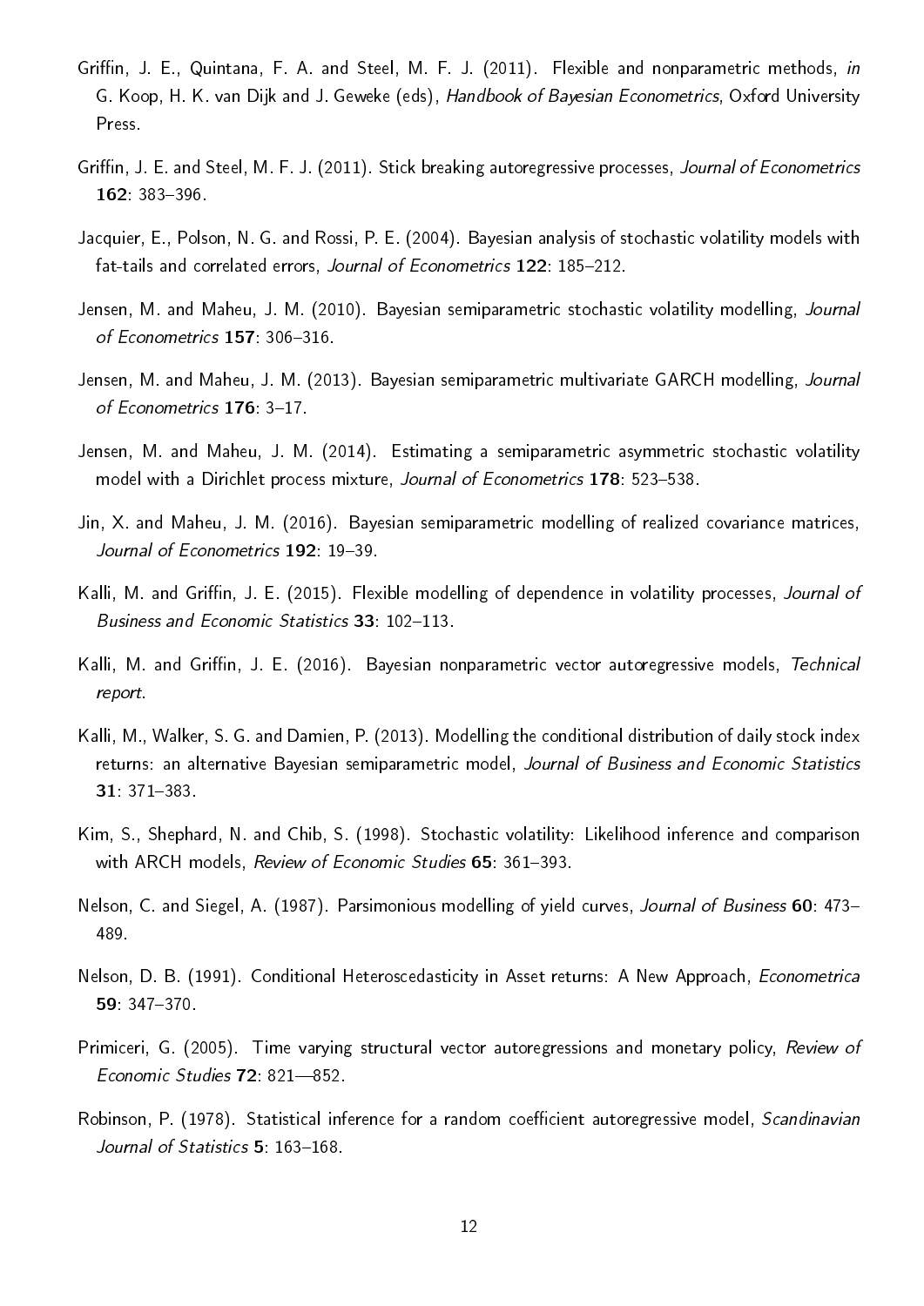Griffin, J. E., Quintana, F. A. and Steel, M. F. J. (2011). Flexible and nonparametric methods, *in* G. Koop, H. K. van Dijk and J. Geweke (eds), *Handbook of Bayesian Econometrics*, Oxford University Press.

Griffin, J. E. and Steel, M. F. J. (2011). Stick breaking autoregressive processes, *Journal of Econometrics* **162**: 383–396.

Jacquier, E., Polson, N. G. and Rossi, P. E. (2004). Bayesian analysis of stochastic volatility models with fat-tails and correlated errors, *Journal of Econometrics* **122**: 185–212.

Jensen, M. and Maheu, J. M. (2010). Bayesian semiparametric stochastic volatility modelling, *Journal of Econometrics* **157**: 306–316.

Jensen, M. and Maheu, J. M. (2013). Bayesian semiparametric multivariate GARCH modelling, *Journal of Econometrics* **176**: 3–17.

Jensen, M. and Maheu, J. M. (2014). Estimating a semiparametric asymmetric stochastic volatility model with a Dirichlet process mixture, *Journal of Econometrics* **178**: 523–538.

Jin, X. and Maheu, J. M. (2016). Bayesian semiparametric modelling of realized covariance matrices, *Journal of Econometrics* **192**: 19–39.

Kalli, M. and Griffin, J. E. (2015). Flexible modelling of dependence in volatility processes, *Journal of Business and Economic Statistics* **33**: 102–113.

Kalli, M. and Griffin, J. E. (2016). Bayesian nonparametric vector autoregressive models, *Technical report*.

Kalli, M., Walker, S. G. and Damien, P. (2013). Modelling the conditional distribution of daily stock index returns: an alternative Bayesian semiparametric model, *Journal of Business and Economic Statistics* **31**: 371–383.

Kim, S., Shephard, N. and Chib, S. (1998). Stochastic volatility: Likelihood inference and comparison with ARCH models, *Review of Economic Studies* **65**: 361–393.

Nelson, C. and Siegel, A. (1987). Parsimonious modelling of yield curves, *Journal of Business* **60**: 473–489.

Nelson, D. B. (1991). Conditional Heteroscedasticity in Asset returns: A New Approach, *Econometrica* **59**: 347–370.

Primiceri, G. (2005). Time varying structural vector autoregressions and monetary policy, *Review of Economic Studies* **72**: 821—852.

Robinson, P. (1978). Statistical inference for a random coefficient autoregressive model, *Scandinavian Journal of Statistics* **5**: 163–168.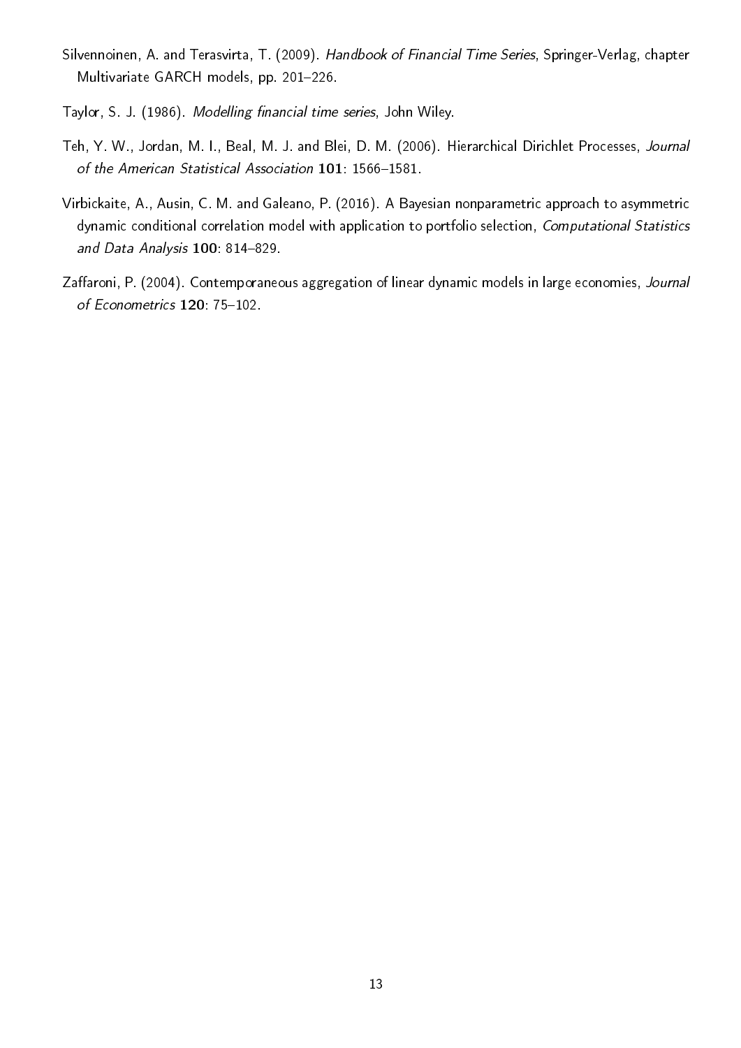Silvennoinen, A. and Terasvirta, T. (2009). *Handbook of Financial Time Series*, Springer-Verlag, chapter Multivariate GARCH models, pp. 201–226.

Taylor, S. J. (1986). *Modelling financial time series*, John Wiley.

Teh, Y. W., Jordan, M. I., Beal, M. J. and Blei, D. M. (2006). Hierarchical Dirichlet Processes, *Journal of the American Statistical Association* **101**: 1566–1581.

Virbickaite, A., Ausin, C. M. and Galeano, P. (2016). A Bayesian nonparametric approach to asymmetric dynamic conditional correlation model with application to portfolio selection, *Computational Statistics and Data Analysis* **100**: 814–829.

Zaffaroni, P. (2004). Contemporaneous aggregation of linear dynamic models in large economies, *Journal of Econometrics* **120**: 75–102.